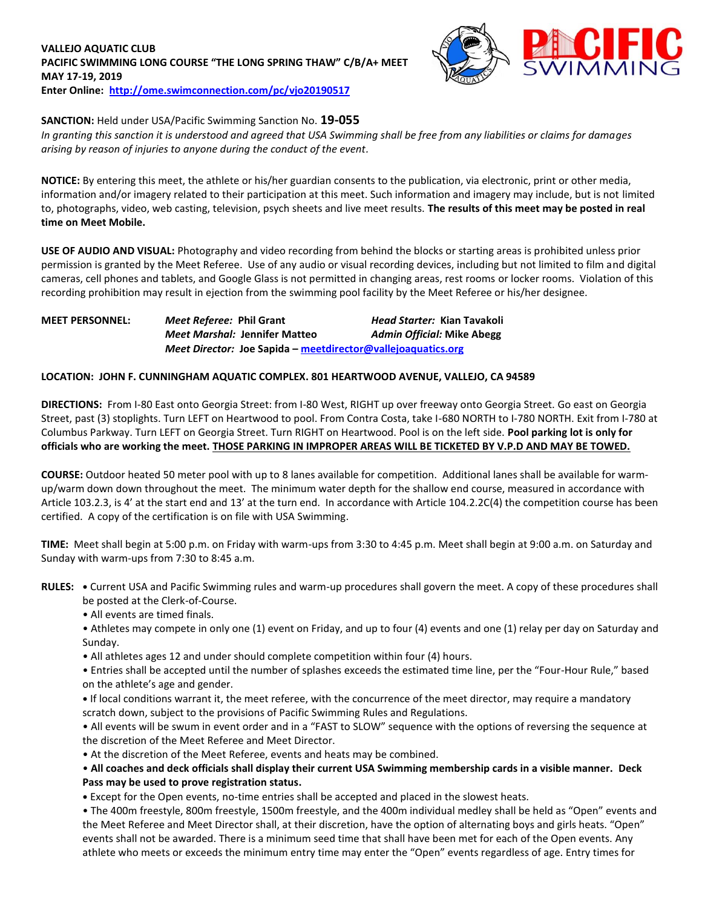**VALLEJO AQUATIC CLUB**
**PACIFIC SWIMMING LONG COURSE "THE LONG SPRING THAW" C/B/A+ MEET**
**MAY 17-19, 2019**
**Enter Online: http://ome.swimconnection.com/pc/vjo20190517**

**SANCTION:** Held under USA/Pacific Swimming Sanction No. **19-055**
*In granting this sanction it is understood and agreed that USA Swimming shall be free from any liabilities or claims for damages arising by reason of injuries to anyone during the conduct of the event.*

**NOTICE:** By entering this meet, the athlete or his/her guardian consents to the publication, via electronic, print or other media, information and/or imagery related to their participation at this meet. Such information and imagery may include, but is not limited to, photographs, video, web casting, television, psych sheets and live meet results. **The results of this meet may be posted in real time on Meet Mobile.**

**USE OF AUDIO AND VISUAL:** Photography and video recording from behind the blocks or starting areas is prohibited unless prior permission is granted by the Meet Referee. Use of any audio or visual recording devices, including but not limited to film and digital cameras, cell phones and tablets, and Google Glass is not permitted in changing areas, rest rooms or locker rooms. Violation of this recording prohibition may result in ejection from the swimming pool facility by the Meet Referee or his/her designee.

**MEET PERSONNEL:**
***Meet Referee:* Phil Grant** | ***Head Starter:* Kian Tavakoli**
***Meet Marshal:* Jennifer Matteo** | ***Admin Official:* Mike Abegg**
***Meet Director:* Joe Sapida – meetdirector@vallejoaquatics.org**

**LOCATION: JOHN F. CUNNINGHAM AQUATIC COMPLEX. 801 HEARTWOOD AVENUE, VALLEJO, CA 94589**

**DIRECTIONS:** From I-80 East onto Georgia Street: from I-80 West, RIGHT up over freeway onto Georgia Street. Go east on Georgia Street, past (3) stoplights. Turn LEFT on Heartwood to pool. From Contra Costa, take I-680 NORTH to I-780 NORTH. Exit from I-780 at Columbus Parkway. Turn LEFT on Georgia Street. Turn RIGHT on Heartwood. Pool is on the left side. **Pool parking lot is only for officials who are working the meet. THOSE PARKING IN IMPROPER AREAS WILL BE TICKETED BY V.P.D AND MAY BE TOWED.**

**COURSE:** Outdoor heated 50 meter pool with up to 8 lanes available for competition. Additional lanes shall be available for warm-up/warm down down throughout the meet. The minimum water depth for the shallow end course, measured in accordance with Article 103.2.3, is 4' at the start end and 13' at the turn end. In accordance with Article 104.2.2C(4) the competition course has been certified. A copy of the certification is on file with USA Swimming.

**TIME:** Meet shall begin at 5:00 p.m. on Friday with warm-ups from 3:30 to 4:45 p.m. Meet shall begin at 9:00 a.m. on Saturday and Sunday with warm-ups from 7:30 to 8:45 a.m.

**RULES:**
- Current USA and Pacific Swimming rules and warm-up procedures shall govern the meet. A copy of these procedures shall be posted at the Clerk-of-Course.
- All events are timed finals.
- Athletes may compete in only one (1) event on Friday, and up to four (4) events and one (1) relay per day on Saturday and Sunday.
- All athletes ages 12 and under should complete competition within four (4) hours.
- Entries shall be accepted until the number of splashes exceeds the estimated time line, per the "Four-Hour Rule," based on the athlete's age and gender.
- If local conditions warrant it, the meet referee, with the concurrence of the meet director, may require a mandatory scratch down, subject to the provisions of Pacific Swimming Rules and Regulations.
- All events will be swum in event order and in a "FAST to SLOW" sequence with the options of reversing the sequence at the discretion of the Meet Referee and Meet Director.
- At the discretion of the Meet Referee, events and heats may be combined.
- **All coaches and deck officials shall display their current USA Swimming membership cards in a visible manner. Deck Pass may be used to prove registration status.**
- Except for the Open events, no-time entries shall be accepted and placed in the slowest heats.
- The 400m freestyle, 800m freestyle, 1500m freestyle, and the 400m individual medley shall be held as "Open" events and the Meet Referee and Meet Director shall, at their discretion, have the option of alternating boys and girls heats. "Open" events shall not be awarded. There is a minimum seed time that shall have been met for each of the Open events. Any athlete who meets or exceeds the minimum entry time may enter the "Open" events regardless of age. Entry times for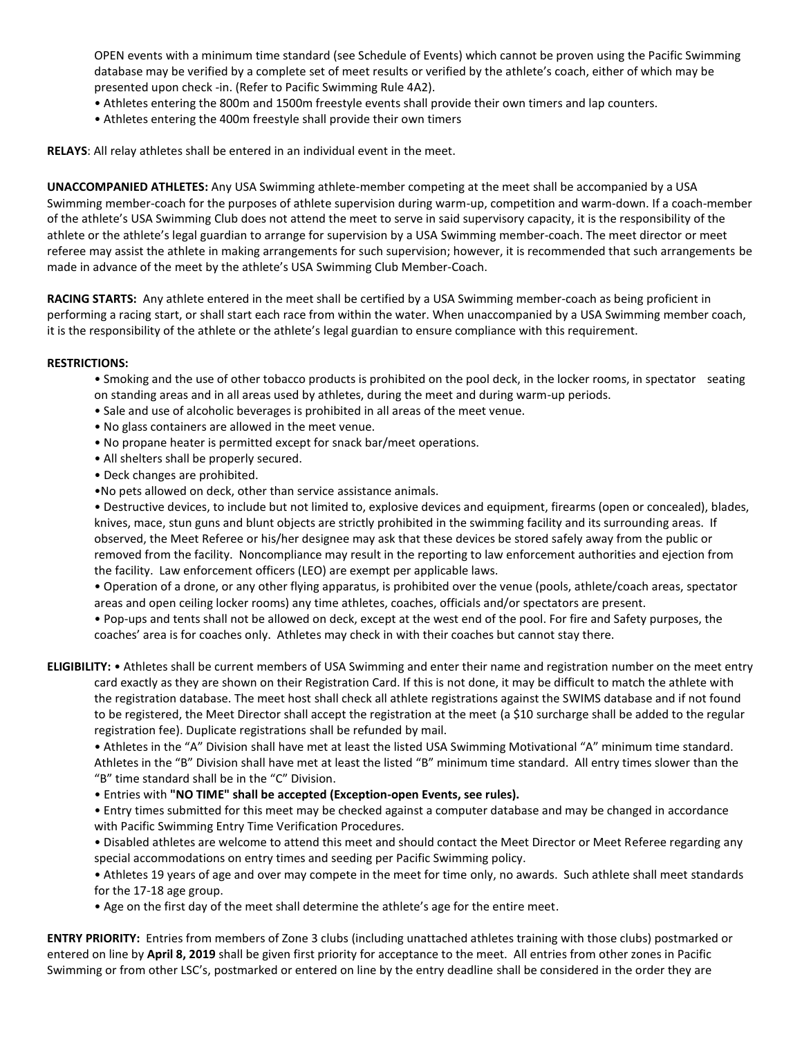OPEN events with a minimum time standard (see Schedule of Events) which cannot be proven using the Pacific Swimming database may be verified by a complete set of meet results or verified by the athlete's coach, either of which may be presented upon check -in. (Refer to Pacific Swimming Rule 4A2).

- Athletes entering the 800m and 1500m freestyle events shall provide their own timers and lap counters.
- Athletes entering the 400m freestyle shall provide their own timers

**RELAYS**: All relay athletes shall be entered in an individual event in the meet.

**UNACCOMPANIED ATHLETES:** Any USA Swimming athlete-member competing at the meet shall be accompanied by a USA Swimming member-coach for the purposes of athlete supervision during warm-up, competition and warm-down. If a coach-member of the athlete's USA Swimming Club does not attend the meet to serve in said supervisory capacity, it is the responsibility of the athlete or the athlete's legal guardian to arrange for supervision by a USA Swimming member-coach. The meet director or meet referee may assist the athlete in making arrangements for such supervision; however, it is recommended that such arrangements be made in advance of the meet by the athlete's USA Swimming Club Member-Coach.

**RACING STARTS:** Any athlete entered in the meet shall be certified by a USA Swimming member-coach as being proficient in performing a racing start, or shall start each race from within the water. When unaccompanied by a USA Swimming member coach, it is the responsibility of the athlete or the athlete's legal guardian to ensure compliance with this requirement.

**RESTRICTIONS:**

- Smoking and the use of other tobacco products is prohibited on the pool deck, in the locker rooms, in spectator seating on standing areas and in all areas used by athletes, during the meet and during warm-up periods.
- Sale and use of alcoholic beverages is prohibited in all areas of the meet venue.
- No glass containers are allowed in the meet venue.
- No propane heater is permitted except for snack bar/meet operations.
- All shelters shall be properly secured.
- Deck changes are prohibited.
- No pets allowed on deck, other than service assistance animals.
- Destructive devices, to include but not limited to, explosive devices and equipment, firearms (open or concealed), blades, knives, mace, stun guns and blunt objects are strictly prohibited in the swimming facility and its surrounding areas. If observed, the Meet Referee or his/her designee may ask that these devices be stored safely away from the public or removed from the facility. Noncompliance may result in the reporting to law enforcement authorities and ejection from the facility. Law enforcement officers (LEO) are exempt per applicable laws.
- Operation of a drone, or any other flying apparatus, is prohibited over the venue (pools, athlete/coach areas, spectator areas and open ceiling locker rooms) any time athletes, coaches, officials and/or spectators are present.
- Pop-ups and tents shall not be allowed on deck, except at the west end of the pool. For fire and Safety purposes, the coaches' area is for coaches only. Athletes may check in with their coaches but cannot stay there.

**ELIGIBILITY:**

- Athletes shall be current members of USA Swimming and enter their name and registration number on the meet entry card exactly as they are shown on their Registration Card. If this is not done, it may be difficult to match the athlete with the registration database. The meet host shall check all athlete registrations against the SWIMS database and if not found to be registered, the Meet Director shall accept the registration at the meet (a $10 surcharge shall be added to the regular registration fee). Duplicate registrations shall be refunded by mail.
- Athletes in the "A" Division shall have met at least the listed USA Swimming Motivational "A" minimum time standard. Athletes in the "B" Division shall have met at least the listed "B" minimum time standard. All entry times slower than the "B" time standard shall be in the "C" Division.
- Entries with **"NO TIME" shall be accepted (Exception-open Events, see rules).**
- Entry times submitted for this meet may be checked against a computer database and may be changed in accordance with Pacific Swimming Entry Time Verification Procedures.
- Disabled athletes are welcome to attend this meet and should contact the Meet Director or Meet Referee regarding any special accommodations on entry times and seeding per Pacific Swimming policy.
- Athletes 19 years of age and over may compete in the meet for time only, no awards. Such athlete shall meet standards for the 17-18 age group.
- Age on the first day of the meet shall determine the athlete's age for the entire meet.

**ENTRY PRIORITY:** Entries from members of Zone 3 clubs (including unattached athletes training with those clubs) postmarked or entered on line by **April 8, 2019** shall be given first priority for acceptance to the meet. All entries from other zones in Pacific Swimming or from other LSC's, postmarked or entered on line by the entry deadline shall be considered in the order they are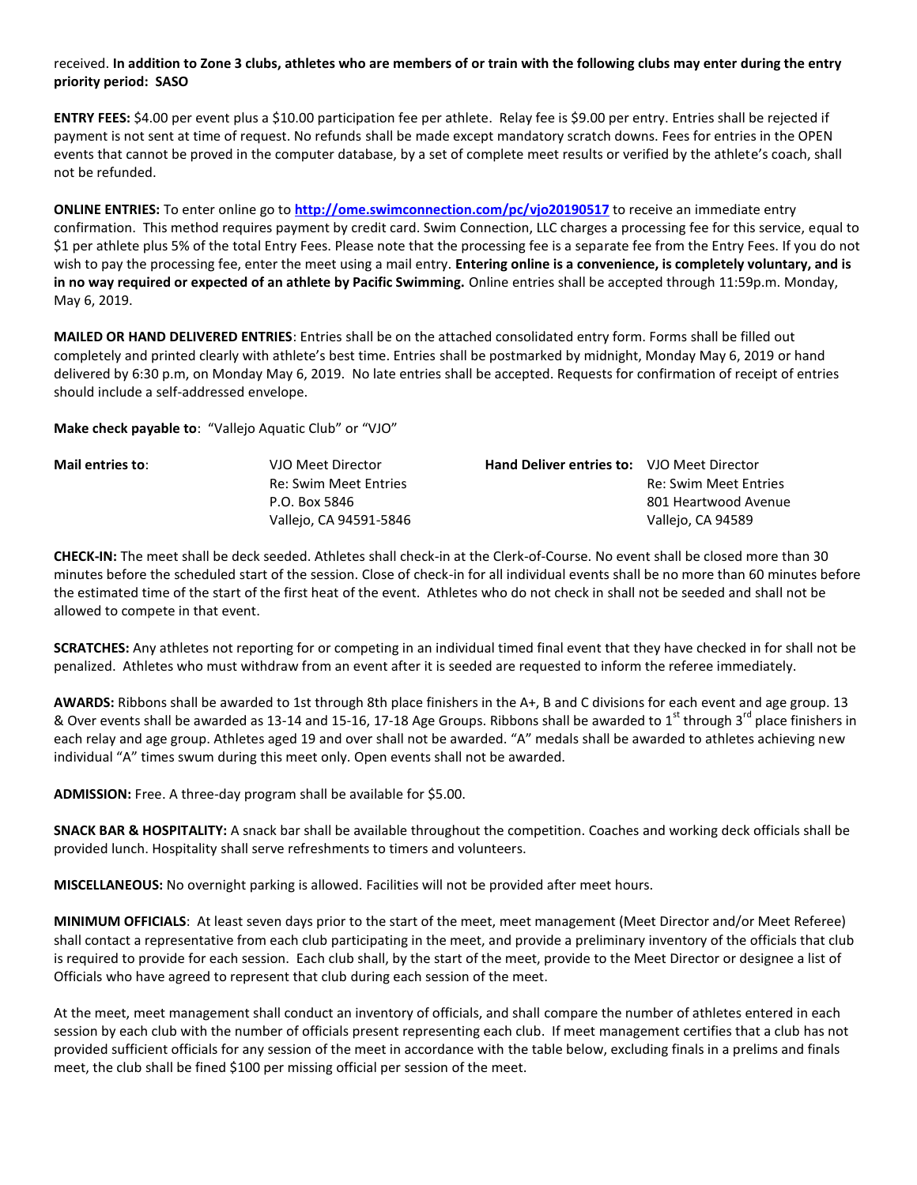received. **In addition to Zone 3 clubs, athletes who are members of or train with the following clubs may enter during the entry priority period: SASO**

**ENTRY FEES:** $4.00 per event plus a $10.00 participation fee per athlete. Relay fee is $9.00 per entry. Entries shall be rejected if payment is not sent at time of request. No refunds shall be made except mandatory scratch downs. Fees for entries in the OPEN events that cannot be proved in the computer database, by a set of complete meet results or verified by the athlete's coach, shall not be refunded.

**ONLINE ENTRIES:** To enter online go to **http://ome.swimconnection.com/pc/vjo20190517** to receive an immediate entry confirmation. This method requires payment by credit card. Swim Connection, LLC charges a processing fee for this service, equal to $1 per athlete plus 5% of the total Entry Fees. Please note that the processing fee is a separate fee from the Entry Fees. If you do not wish to pay the processing fee, enter the meet using a mail entry. **Entering online is a convenience, is completely voluntary, and is in no way required or expected of an athlete by Pacific Swimming.** Online entries shall be accepted through 11:59p.m. Monday, May 6, 2019.

**MAILED OR HAND DELIVERED ENTRIES**: Entries shall be on the attached consolidated entry form. Forms shall be filled out completely and printed clearly with athlete's best time. Entries shall be postmarked by midnight, Monday May 6, 2019 or hand delivered by 6:30 p.m, on Monday May 6, 2019. No late entries shall be accepted. Requests for confirmation of receipt of entries should include a self-addressed envelope.

**Make check payable to**: "Vallejo Aquatic Club" or "VJO"

| **Mail entries to**: | VJO Meet Director<br>Re: Swim Meet Entries<br>P.O. Box 5846<br>Vallejo, CA 94591-5846 | **Hand Deliver entries to:** | VJO Meet Director<br>Re: Swim Meet Entries<br>801 Heartwood Avenue<br>Vallejo, CA 94589 |
|---|---|---|---|

**CHECK-IN:** The meet shall be deck seeded. Athletes shall check-in at the Clerk-of-Course. No event shall be closed more than 30 minutes before the scheduled start of the session. Close of check-in for all individual events shall be no more than 60 minutes before the estimated time of the start of the first heat of the event. Athletes who do not check in shall not be seeded and shall not be allowed to compete in that event.

**SCRATCHES:** Any athletes not reporting for or competing in an individual timed final event that they have checked in for shall not be penalized. Athletes who must withdraw from an event after it is seeded are requested to inform the referee immediately.

**AWARDS:** Ribbons shall be awarded to 1st through 8th place finishers in the A+, B and C divisions for each event and age group. 13 & Over events shall be awarded as 13-14 and 15-16, 17-18 Age Groups. Ribbons shall be awarded to 1st through 3rd place finishers in each relay and age group. Athletes aged 19 and over shall not be awarded. "A" medals shall be awarded to athletes achieving new individual "A" times swum during this meet only. Open events shall not be awarded.

**ADMISSION:** Free. A three-day program shall be available for $5.00.

**SNACK BAR & HOSPITALITY:** A snack bar shall be available throughout the competition. Coaches and working deck officials shall be provided lunch. Hospitality shall serve refreshments to timers and volunteers.

**MISCELLANEOUS:** No overnight parking is allowed. Facilities will not be provided after meet hours.

**MINIMUM OFFICIALS**: At least seven days prior to the start of the meet, meet management (Meet Director and/or Meet Referee) shall contact a representative from each club participating in the meet, and provide a preliminary inventory of the officials that club is required to provide for each session. Each club shall, by the start of the meet, provide to the Meet Director or designee a list of Officials who have agreed to represent that club during each session of the meet.

At the meet, meet management shall conduct an inventory of officials, and shall compare the number of athletes entered in each session by each club with the number of officials present representing each club. If meet management certifies that a club has not provided sufficient officials for any session of the meet in accordance with the table below, excluding finals in a prelims and finals meet, the club shall be fined $100 per missing official per session of the meet.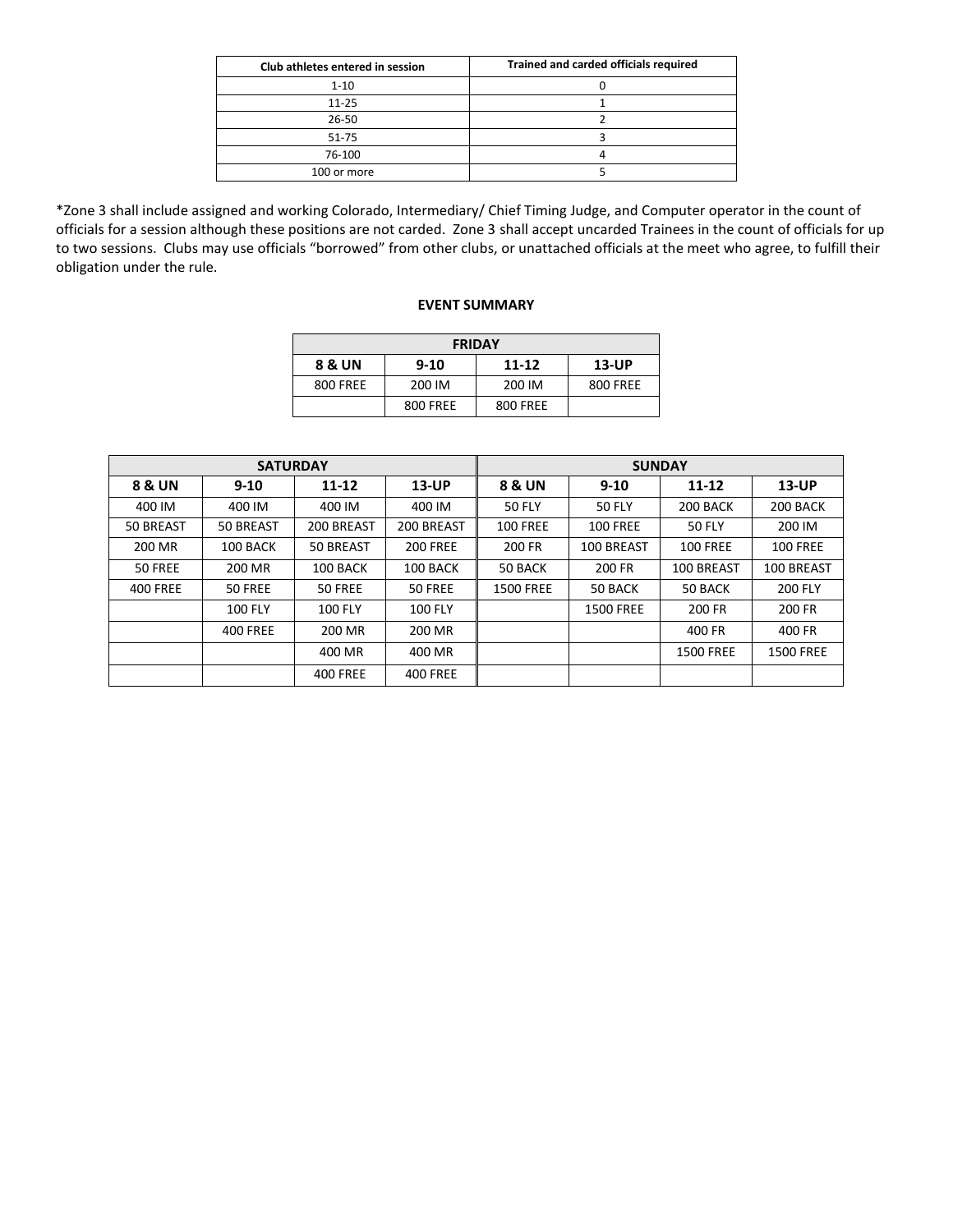| Club athletes entered in session | Trained and carded officials required |
|---|---|
| 1-10 | 0 |
| 11-25 | 1 |
| 26-50 | 2 |
| 51-75 | 3 |
| 76-100 | 4 |
| 100 or more | 5 |

*Zone 3 shall include assigned and working Colorado, Intermediary/ Chief Timing Judge, and Computer operator in the count of officials for a session although these positions are not carded. Zone 3 shall accept uncarded Trainees in the count of officials for up to two sessions. Clubs may use officials "borrowed" from other clubs, or unattached officials at the meet who agree, to fulfill their obligation under the rule.

**EVENT SUMMARY**

| FRIDAY | | | |
|---|---|---|---|
| **8 & UN** | **9-10** | **11-12** | **13-UP** |
| 800 FREE | 200 IM | 200 IM | 800 FREE |
| | 800 FREE | 800 FREE | |

| SATURDAY | | | | SUNDAY | | | |
|---|---|---|---|---|---|---|---|
| **8 & UN** | **9-10** | **11-12** | **13-UP** | **8 & UN** | **9-10** | **11-12** | **13-UP** |
| 400 IM | 400 IM | 400 IM | 400 IM | 50 FLY | 50 FLY | 200 BACK | 200 BACK |
| 50 BREAST | 50 BREAST | 200 BREAST | 200 BREAST | 100 FREE | 100 FREE | 50 FLY | 200 IM |
| 200 MR | 100 BACK | 50 BREAST | 200 FREE | 200 FR | 100 BREAST | 100 FREE | 100 FREE |
| 50 FREE | 200 MR | 100 BACK | 100 BACK | 50 BACK | 200 FR | 100 BREAST | 100 BREAST |
| 400 FREE | 50 FREE | 50 FREE | 50 FREE | 1500 FREE | 50 BACK | 50 BACK | 200 FLY |
| | 100 FLY | 100 FLY | 100 FLY | | 1500 FREE | 200 FR | 200 FR |
| | 400 FREE | 200 MR | 200 MR | | | 400 FR | 400 FR |
| | | 400 MR | 400 MR | | | 1500 FREE | 1500 FREE |
| | | 400 FREE | 400 FREE | | | | |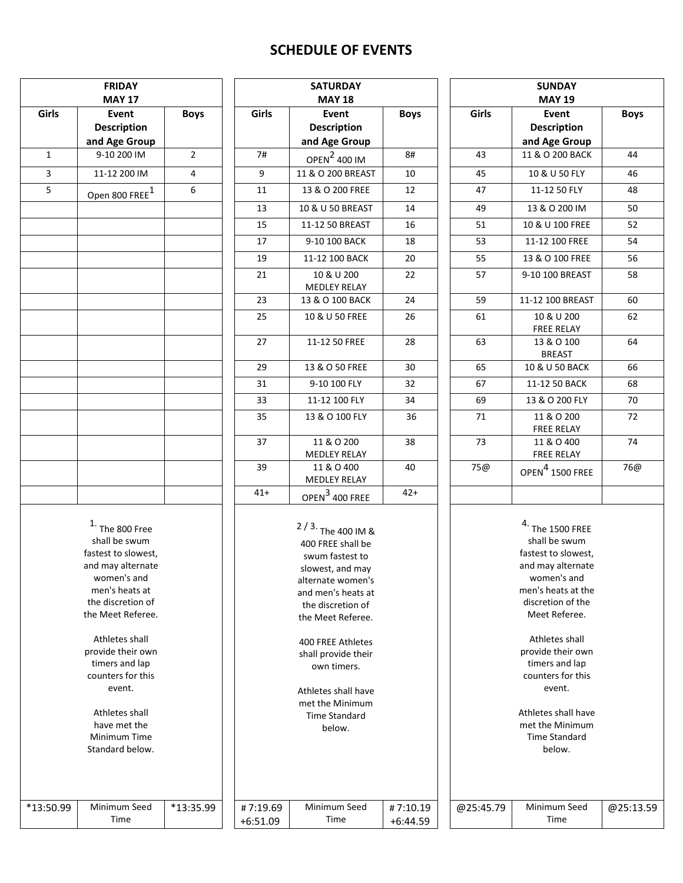# SCHEDULE OF EVENTS

### FRIDAY MAY 17

| Girls | Event Description and Age Group | Boys |
|---|---|---|
| 1 | 9-10 200 IM | 2 |
| 3 | 11-12 200 IM | 4 |
| 5 | Open 800 FREE[1] | 6 |

[1] The 800 Free shall be swum fastest to slowest, and may alternate women's and men's heats at the discretion of the Meet Referee.

Athletes shall provide their own timers and lap counters for this event.

Athletes shall have met the Minimum Time Standard below.

| Girls | | Boys |
|---|---|---|
| *13:50.99 | Minimum Seed Time | *13:35.99 |

### SATURDAY MAY 18

| Girls | Event Description and Age Group | Boys |
|---|---|---|
| 7# | OPEN[2] 400 IM | 8# |
| 9 | 11 & O 200 BREAST | 10 |
| 11 | 13 & O 200 FREE | 12 |
| 13 | 10 & U 50 BREAST | 14 |
| 15 | 11-12 50 BREAST | 16 |
| 17 | 9-10 100 BACK | 18 |
| 19 | 11-12 100 BACK | 20 |
| 21 | 10 & U 200 MEDLEY RELAY | 22 |
| 23 | 13 & O 100 BACK | 24 |
| 25 | 10 & U 50 FREE | 26 |
| 27 | 11-12 50 FREE | 28 |
| 29 | 13 & O 50 FREE | 30 |
| 31 | 9-10 100 FLY | 32 |
| 33 | 11-12 100 FLY | 34 |
| 35 | 13 & O 100 FLY | 36 |
| 37 | 11 & O 200 MEDLEY RELAY | 38 |
| 39 | 11 & O 400 MEDLEY RELAY | 40 |
| 41+ | OPEN[3] 400 FREE | 42+ |

[2 / 3] The 400 IM & 400 FREE shall be swum fastest to slowest, and may alternate women's and men's heats at the discretion of the Meet Referee.

400 FREE Athletes shall provide their own timers.

Athletes shall have met the Minimum Time Standard below.

| Girls | | Boys |
|---|---|---|
| # 7:19.69<br>+6:51.09 | Minimum Seed Time | # 7:10.19<br>+6:44.59 |

### SUNDAY MAY 19

| Girls | Event Description and Age Group | Boys |
|---|---|---|
| 43 | 11 & O 200 BACK | 44 |
| 45 | 10 & U 50 FLY | 46 |
| 47 | 11-12 50 FLY | 48 |
| 49 | 13 & O 200 IM | 50 |
| 51 | 10 & U 100 FREE | 52 |
| 53 | 11-12 100 FREE | 54 |
| 55 | 13 & O 100 FREE | 56 |
| 57 | 9-10 100 BREAST | 58 |
| 59 | 11-12 100 BREAST | 60 |
| 61 | 10 & U 200 FREE RELAY | 62 |
| 63 | 13 & O 100 BREAST | 64 |
| 65 | 10 & U 50 BACK | 66 |
| 67 | 11-12 50 BACK | 68 |
| 69 | 13 & O 200 FLY | 70 |
| 71 | 11 & O 200 FREE RELAY | 72 |
| 73 | 11 & O 400 FREE RELAY | 74 |
| 75@ | OPEN[4] 1500 FREE | 76@ |

[4] The 1500 FREE shall be swum fastest to slowest, and may alternate women's and men's heats at the discretion of the Meet Referee.

Athletes shall provide their own timers and lap counters for this event.

Athletes shall have met the Minimum Time Standard below.

| Girls | | Boys |
|---|---|---|
| @25:45.79 | Minimum Seed Time | @25:13.59 |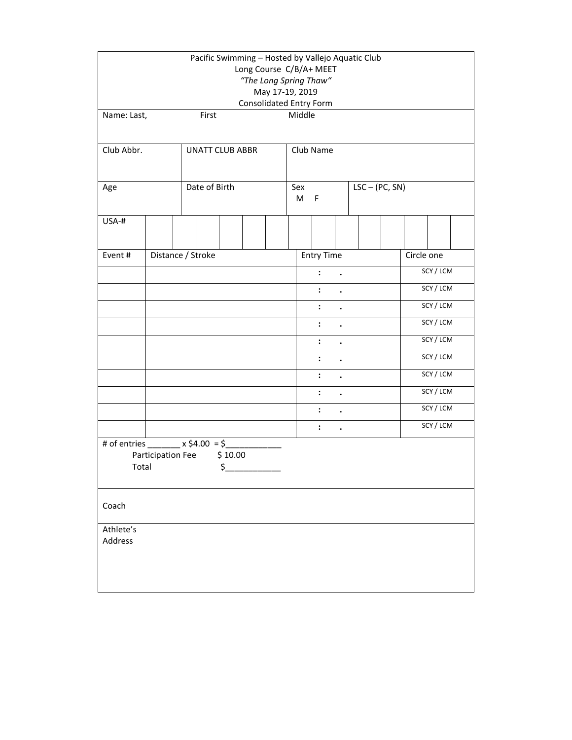Pacific Swimming – Hosted by Vallejo Aquatic Club
Long Course C/B/A+ MEET
*"The Long Spring Thaw"*
May 17-19, 2019
Consolidated Entry Form

| | | | |
|---|---|---|---|
| Name: Last, First Middle | | | |
| Club Abbr. | UNATT CLUB ABBR | Club Name | |
| Age | Date of Birth | Sex M F | LSC – (PC, SN) |
| USA-# | | | |

| Event # | Distance / Stroke | Entry Time | Circle one |
|---|---|---|---|
| | | : . | SCY / LCM |
| | | : . | SCY / LCM |
| | | : . | SCY / LCM |
| | | : . | SCY / LCM |
| | | : . | SCY / LCM |
| | | : . | SCY / LCM |
| | | : . | SCY / LCM |
| | | : . | SCY / LCM |
| | | : . | SCY / LCM |
| | | : . | SCY / LCM |

# of entries _______ x $4.00 = $____________
Participation Fee $ 10.00
Total $____________

Coach

Athlete's Address